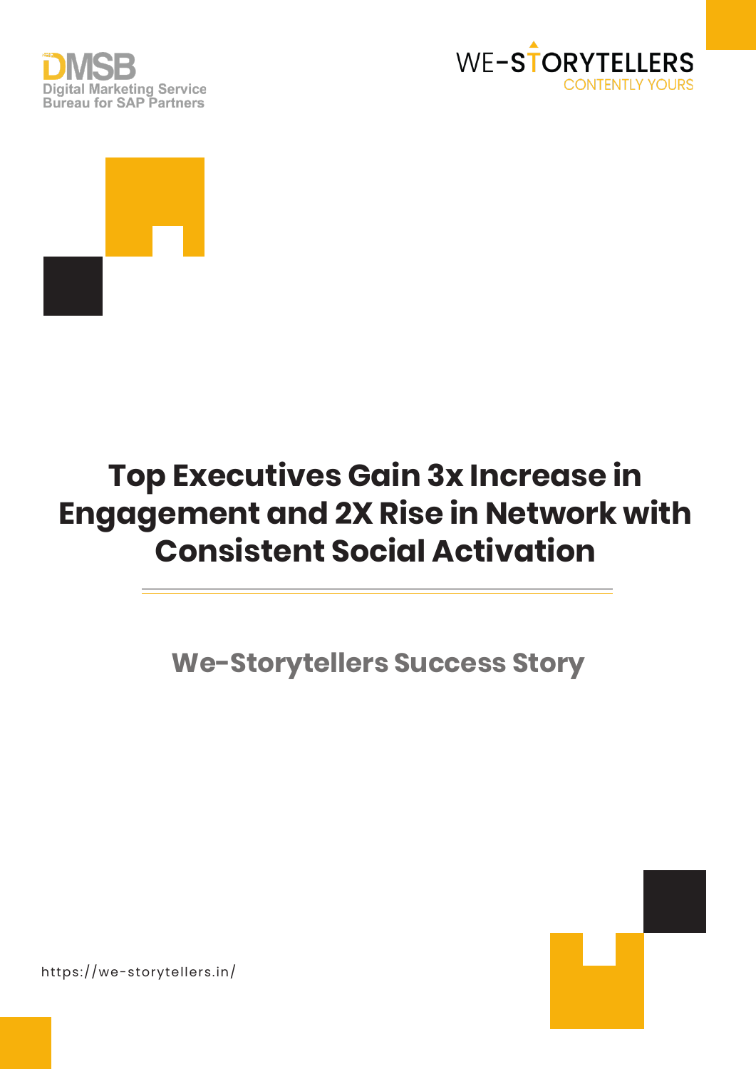DMSB
Digital Marketing Service Bureau for SAP Partners

WE-STORYTELLERS
CONTENTLY YOURS

# Top Executives Gain 3x Increase in Engagement and 2X Rise in Network with Consistent Social Activation

## We-Storytellers Success Story

https://we-storytellers.in/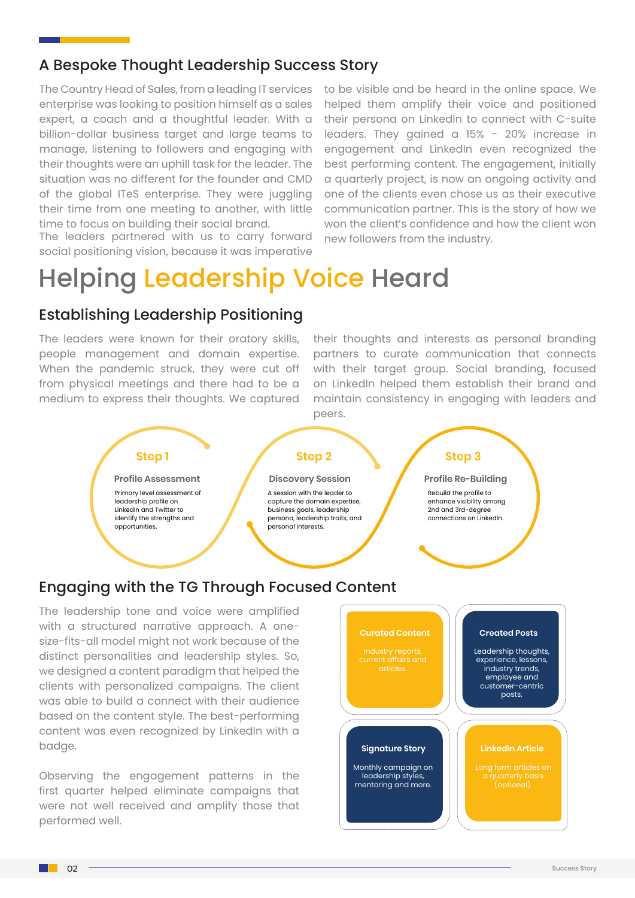## A Bespoke Thought Leadership Success Story

The Country Head of Sales, from a leading IT services enterprise was looking to position himself as a sales expert, a coach and a thoughtful leader. With a billion-dollar business target and large teams to manage, listening to followers and engaging with their thoughts were an uphill task for the leader. The situation was no different for the founder and CMD of the global ITeS enterprise. They were juggling their time from one meeting to another, with little time to focus on building their social brand.
The leaders partnered with us to carry forward social positioning vision, because it was imperative to be visible and be heard in the online space. We helped them amplify their voice and positioned their persona on LinkedIn to connect with C-suite leaders. They gained a 15% - 20% increase in engagement and LinkedIn even recognized the best performing content. The engagement, initially a quarterly project, is now an ongoing activity and one of the clients even chose us as their executive communication partner. This is the story of how we won the client's confidence and how the client won new followers from the industry.

# Helping Leadership Voice Heard

## Establishing Leadership Positioning

The leaders were known for their oratory skills, people management and domain expertise. When the pandemic struck, they were cut off from physical meetings and there had to be a medium to express their thoughts. We captured their thoughts and interests as personal branding partners to curate communication that connects with their target group. Social branding, focused on LinkedIn helped them establish their brand and maintain consistency in engaging with leaders and peers.

**Step 1**

**Profile Assessment**

Primary level assessment of leadership profile on LinkedIn and Twitter to identify the strengths and opportunities.

**Step 2**

**Discovery Session**

A session with the leader to capture the domain expertise, business goals, leadership persona, leadership traits, and personal interests.

**Step 3**

**Profile Re-Building**

Rebuild the profile to enhance visibility among 2nd and 3rd-degree connections on LinkedIn.

## Engaging with the TG Through Focused Content

The leadership tone and voice were amplified with a structured narrative approach. A one-size-fits-all model might not work because of the distinct personalities and leadership styles. So, we designed a content paradigm that helped the clients with personalized campaigns. The client was able to build a connect with their audience based on the content style. The best-performing content was even recognized by LinkedIn with a badge.

Observing the engagement patterns in the first quarter helped eliminate campaigns that were not well received and amplify those that performed well.

**Curated Content**

Industry reports, current affairs and articles.

**Created Posts**

Leadership thoughts, experience, lessons, industry trends, employee and customer-centric posts.

**Signature Story**

Monthly campaign on leadership styles, mentoring and more.

**LinkedIn Article**

Long form articles on a quarterly basis (optional).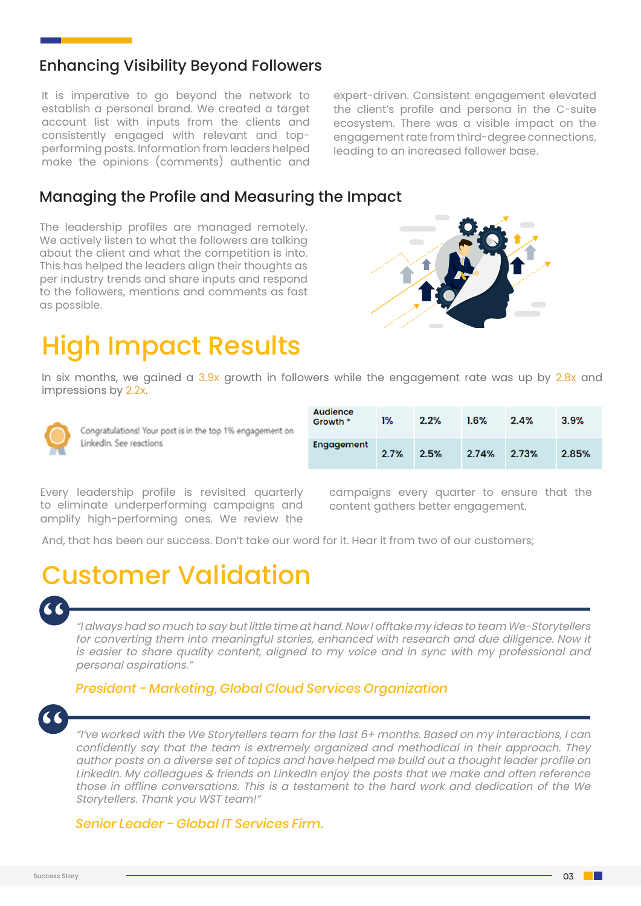## Enhancing Visibility Beyond Followers

It is imperative to go beyond the network to establish a personal brand. We created a target account list with inputs from the clients and consistently engaged with relevant and top-performing posts. Information from leaders helped make the opinions (comments) authentic and expert-driven. Consistent engagement elevated the client's profile and persona in the C-suite ecosystem. There was a visible impact on the engagement rate from third-degree connections, leading to an increased follower base.

## Managing the Profile and Measuring the Impact

The leadership profiles are managed remotely. We actively listen to what the followers are talking about the client and what the competition is into. This has helped the leaders align their thoughts as per industry trends and share inputs and respond to the followers, mentions and comments as fast as possible.

# High Impact Results

In six months, we gained a 3.9x growth in followers while the engagement rate was up by 2.8x and impressions by 2.2x.

Congratulations! Your post is in the top 1% engagement on LinkedIn. See reactions

| Audience Growth * | 1% | 2.2% | 1.6% | 2.4% | 3.9% |
|---|---|---|---|---|---|
| Engagement | 2.7% | 2.5% | 2.74% | 2.73% | 2.85% |

Every leadership profile is revisited quarterly to eliminate underperforming campaigns and amplify high-performing ones. We review the campaigns every quarter to ensure that the content gathers better engagement.

And, that has been our success. Don't take our word for it. Hear it from two of our customers;

# Customer Validation

*"I always had so much to say but little time at hand. Now I offtake my ideas to team We-Storytellers for converting them into meaningful stories, enhanced with research and due diligence. Now it is easier to share quality content, aligned to my voice and in sync with my professional and personal aspirations."*

*President - Marketing, Global Cloud Services Organization*

*"I've worked with the We Storytellers team for the last 6+ months. Based on my interactions, I can confidently say that the team is extremely organized and methodical in their approach. They author posts on a diverse set of topics and have helped me build out a thought leader profile on LinkedIn. My colleagues & friends on LinkedIn enjoy the posts that we make and often reference those in offline conversations. This is a testament to the hard work and dedication of the We Storytellers. Thank you WST team!"*

*Senior Leader - Global IT Services Firm.*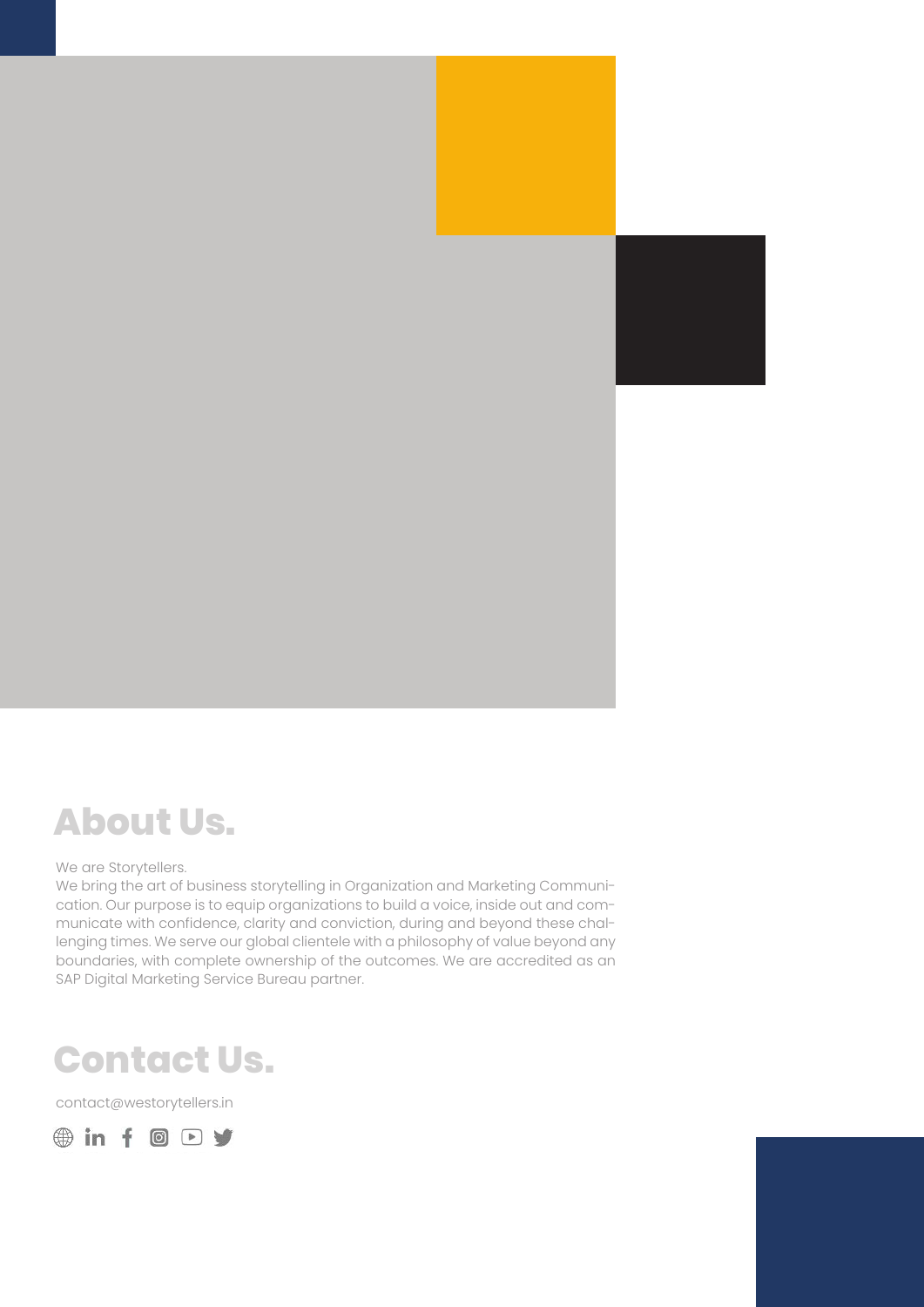## About Us.

We are Storytellers.

We bring the art of business storytelling in Organization and Marketing Communication. Our purpose is to equip organizations to build a voice, inside out and communicate with confidence, clarity and conviction, during and beyond these challenging times. We serve our global clientele with a philosophy of value beyond any boundaries, with complete ownership of the outcomes. We are accredited as an SAP Digital Marketing Service Bureau partner.

## Contact Us.

contact@westorytellers.in